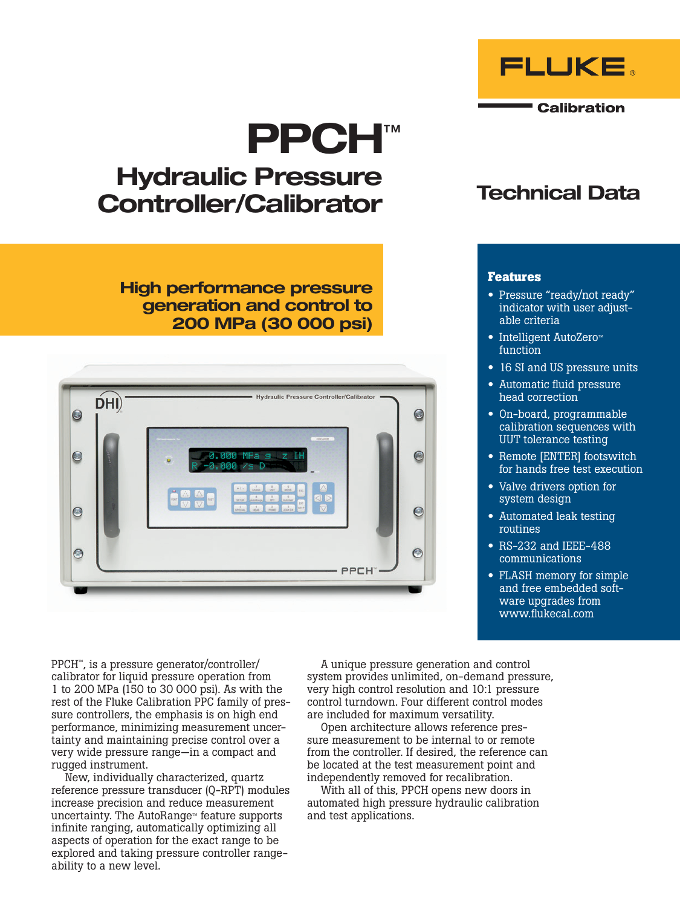FLUKE®

Calibration

# PPCH™

## Hydraulic Pressure Controller/Calibrator

## Technical Data

**High performance pressure generation and control to 200 MPa (30 000 psi)**

### Features

- Pressure "ready/not ready" indicator with user adjustable criteria
- Intelligent AutoZero™ function
- 16 SI and US pressure units
- Automatic fluid pressure head correction
- On-board, programmable calibration sequences with UUT tolerance testing
- Remote [ENTER] footswitch for hands free test execution
- Valve drivers option for system design
- Automated leak testing routines
- RS-232 and IEEE-488 communications
- FLASH memory for simple and free embedded software upgrades from www.flukecal.com

PPCH™, is a pressure generator/controller/calibrator for liquid pressure operation from 1 to 200 MPa (150 to 30 000 psi). As with the rest of the Fluke Calibration PPC family of pressure controllers, the emphasis is on high end performance, minimizing measurement uncertainty and maintaining precise control over a very wide pressure range—in a compact and rugged instrument.

New, individually characterized, quartz reference pressure transducer (Q-RPT) modules increase precision and reduce measurement uncertainty. The AutoRange™ feature supports infinite ranging, automatically optimizing all aspects of operation for the exact range to be explored and taking pressure controller rangeability to a new level.

A unique pressure generation and control system provides unlimited, on-demand pressure, very high control resolution and 10:1 pressure control turndown. Four different control modes are included for maximum versatility.

Open architecture allows reference pressure measurement to be internal to or remote from the controller. If desired, the reference can be located at the test measurement point and independently removed for recalibration.

With all of this, PPCH opens new doors in automated high pressure hydraulic calibration and test applications.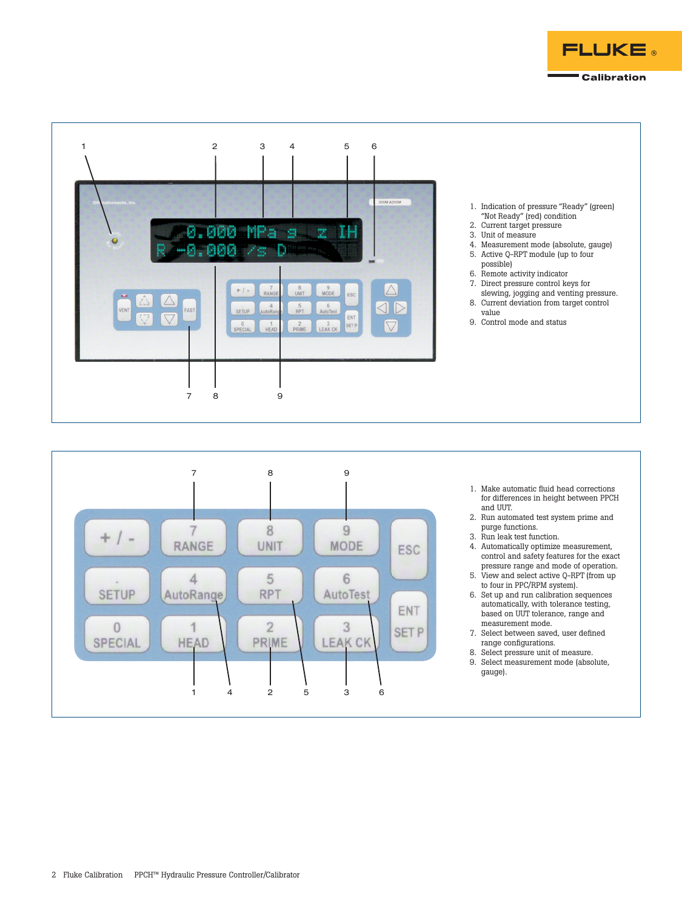1. Indication of pressure "Ready" (green) "Not Ready" (red) condition
2. Current target pressure
3. Unit of measure
4. Measurement mode (absolute, gauge)
5. Active Q-RPT module (up to four possible)
6. Remote activity indicator
7. Direct pressure control keys for slewing, jogging and venting pressure.
8. Current deviation from target control value
9. Control mode and status

1. Make automatic fluid head corrections for differences in height between PPCH and UUT.
2. Run automated test system prime and purge functions.
3. Run leak test function.
4. Automatically optimize measurement, control and safety features for the exact pressure range and mode of operation.
5. View and select active Q-RPT (from up to four in PPC/RPM system).
6. Set up and run calibration sequences automatically, with tolerance testing, based on UUT tolerance, range and measurement mode.
7. Select between saved, user defined range configurations.
8. Select pressure unit of measure.
9. Select measurement mode (absolute, gauge).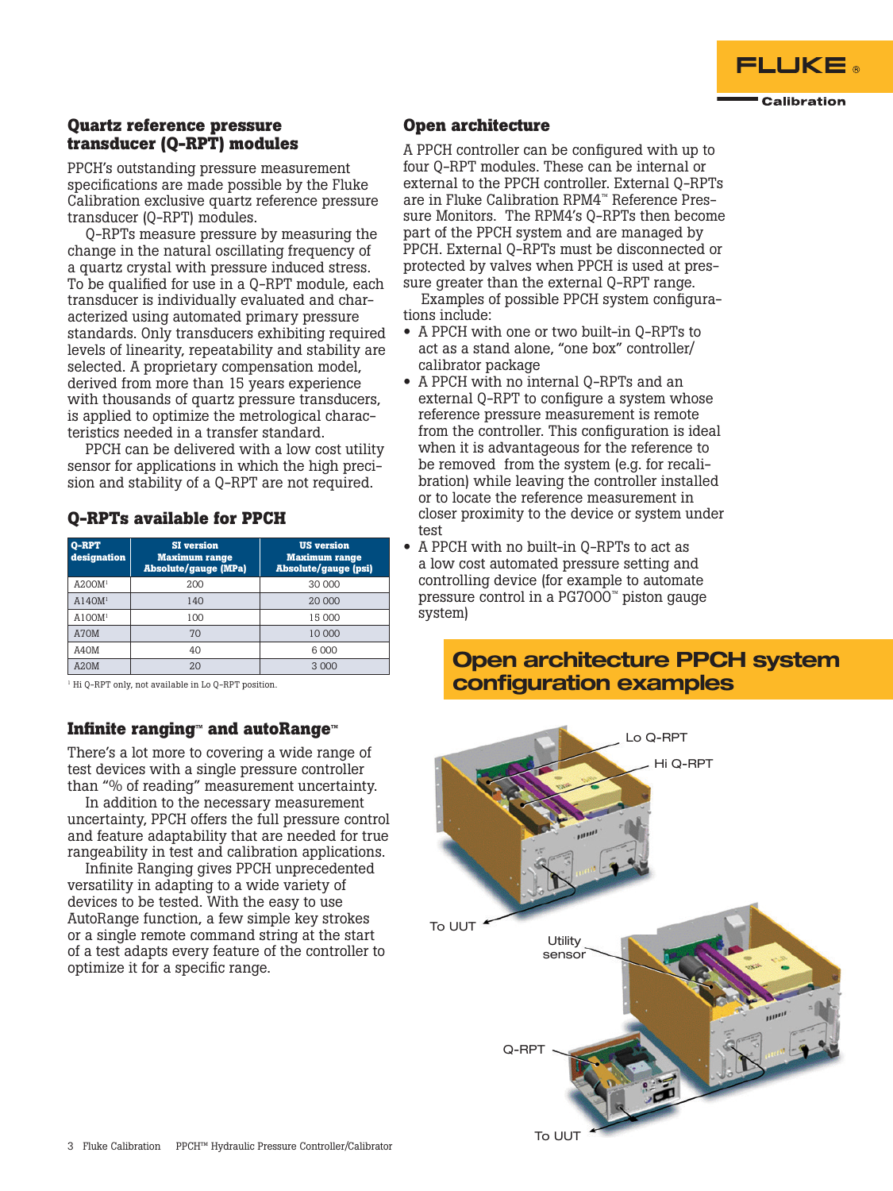## Quartz reference pressure transducer (Q-RPT) modules

PPCH's outstanding pressure measurement specifications are made possible by the Fluke Calibration exclusive quartz reference pressure transducer (Q-RPT) modules.

Q-RPTs measure pressure by measuring the change in the natural oscillating frequency of a quartz crystal with pressure induced stress. To be qualified for use in a Q-RPT module, each transducer is individually evaluated and characterized using automated primary pressure standards. Only transducers exhibiting required levels of linearity, repeatability and stability are selected. A proprietary compensation model, derived from more than 15 years experience with thousands of quartz pressure transducers, is applied to optimize the metrological characteristics needed in a transfer standard.

PPCH can be delivered with a low cost utility sensor for applications in which the high precision and stability of a Q-RPT are not required.

### Q-RPTs available for PPCH

| Q-RPT designation | SI version Maximum range Absolute/gauge (MPa) | US version Maximum range Absolute/gauge (psi) |
|---|---|---|
| A200M[1] | 200 | 30 000 |
| A140M[1] | 140 | 20 000 |
| A100M[1] | 100 | 15 000 |
| A70M | 70 | 10 000 |
| A40M | 40 | 6 000 |
| A20M | 20 | 3 000 |

[1] Hi Q-RPT only, not available in Lo Q-RPT position.

## Infinite ranging™ and autoRange™

There's a lot more to covering a wide range of test devices with a single pressure controller than "% of reading" measurement uncertainty.

In addition to the necessary measurement uncertainty, PPCH offers the full pressure control and feature adaptability that are needed for true rangeability in test and calibration applications.

Infinite Ranging gives PPCH unprecedented versatility in adapting to a wide variety of devices to be tested. With the easy to use AutoRange function, a few simple key strokes or a single remote command string at the start of a test adapts every feature of the controller to optimize it for a specific range.

## Open architecture

A PPCH controller can be configured with up to four Q-RPT modules. These can be internal or external to the PPCH controller. External Q-RPTs are in Fluke Calibration RPM4™ Reference Pressure Monitors. The RPM4's Q-RPTs then become part of the PPCH system and are managed by PPCH. External Q-RPTs must be disconnected or protected by valves when PPCH is used at pressure greater than the external Q-RPT range.

Examples of possible PPCH system configurations include:

- A PPCH with one or two built-in Q-RPTs to act as a stand alone, "one box" controller/calibrator package
- A PPCH with no internal Q-RPTs and an external Q-RPT to configure a system whose reference pressure measurement is remote from the controller. This configuration is ideal when it is advantageous for the reference to be removed from the system (e.g. for recalibration) while leaving the controller installed or to locate the reference measurement in closer proximity to the device or system under test
- A PPCH with no built-in Q-RPTs to act as a low cost automated pressure setting and controlling device (for example to automate pressure control in a PG7000™ piston gauge system)

## Open architecture PPCH system configuration examples

Lo Q-RPT
Hi Q-RPT
To UUT

Utility sensor
Q-RPT
To UUT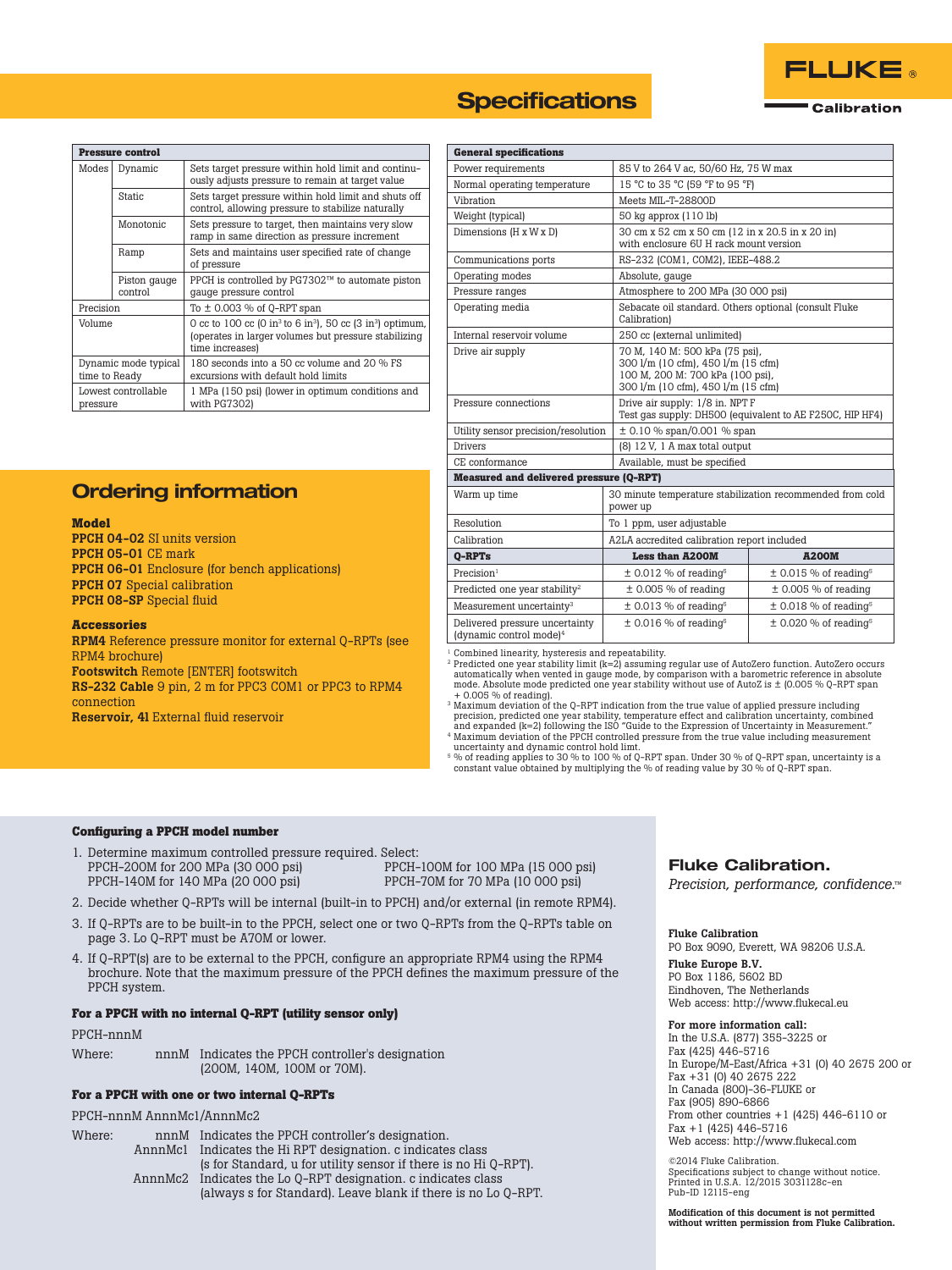# Specifications

| Pressure control | | |
|---|---|---|
| Modes | Dynamic | Sets target pressure within hold limit and continuously adjusts pressure to remain at target value |
| | Static | Sets target pressure within hold limit and shuts off control, allowing pressure to stabilize naturally |
| | Monotonic | Sets pressure to target, then maintains very slow ramp in same direction as pressure increment |
| | Ramp | Sets and maintains user specified rate of change of pressure |
| | Piston gauge control | PPCH is controlled by PG7302™ to automate piston gauge pressure control |
| Precision | | To ± 0.003 % of Q-RPT span |
| Volume | | 0 cc to 100 cc (0 in³ to 6 in³), 50 cc (3 in³) optimum, (operates in larger volumes but pressure stabilizing time increases) |
| Dynamic mode typical time to Ready | | 180 seconds into a 50 cc volume and 20 % FS excursions with default hold limits |
| Lowest controllable pressure | | 1 MPa (150 psi) (lower in optimum conditions and with PG7302) |

| General specifications | | |
|---|---|---|
| Power requirements | 85 V to 264 V ac, 50/60 Hz, 75 W max | |
| Normal operating temperature | 15 °C to 35 °C (59 °F to 95 °F) | |
| Vibration | Meets MIL-T-28800D | |
| Weight (typical) | 50 kg approx (110 lb) | |
| Dimensions (H x W x D) | 30 cm x 52 cm x 50 cm (12 in x 20.5 in x 20 in) with enclosure 6U H rack mount version | |
| Communications ports | RS-232 (COM1, COM2), IEEE-488.2 | |
| Operating modes | Absolute, gauge | |
| Pressure ranges | Atmosphere to 200 MPa (30 000 psi) | |
| Operating media | Sebacate oil standard. Others optional (consult Fluke Calibration) | |
| Internal reservoir volume | 250 cc (external unlimited) | |
| Drive air supply | 70 M, 140 M: 500 kPa (75 psi), 300 l/m (10 cfm), 450 l/m (15 cfm) 100 M, 200 M: 700 kPa (100 psi), 300 l/m (10 cfm), 450 l/m (15 cfm) | |
| Pressure connections | Drive air supply: 1/8 in. NPT F Test gas supply: DH500 (equivalent to AE F250C, HIP HF4) | |
| Utility sensor precision/resolution | ± 0.10 % span/0.001 % span | |
| Drivers | (8) 12 V, 1 A max total output | |
| CE conformance | Available, must be specified | |
| **Measured and delivered pressure (Q-RPT)** | | |
| Warm up time | 30 minute temperature stabilization recommended from cold power up | |
| Resolution | To 1 ppm, user adjustable | |
| Calibration | A2LA accredited calibration report included | |
| **Q-RPTs** | **Less than A200M** | **A200M** |
| Precision[1] | ± 0.012 % of reading[5] | ± 0.015 % of reading[5] |
| Predicted one year stability[2] | ± 0.005 % of reading | ± 0.005 % of reading |
| Measurement uncertainty[3] | ± 0.013 % of reading[5] | ± 0.018 % of reading[5] |
| Delivered pressure uncertainty (dynamic control mode)[4] | ± 0.016 % of reading[5] | ± 0.020 % of reading[5] |

[1] Combined linearity, hysteresis and repeatability.
[2] Predicted one year stability limit (k=2) assuming regular use of AutoZero function. AutoZero occurs automatically when vented in gauge mode, by comparison with a barometric reference in absolute mode. Absolute mode predicted one year stability without use of AutoZ is ± (0.005 % Q-RPT span + 0.005 % of reading).
[3] Maximum deviation of the Q-RPT indication from the true value of applied pressure including precision, predicted one year stability, temperature effect and calibration uncertainty, combined and expanded (k=2) following the ISO "Guide to the Expression of Uncertainty in Measurement."
[4] Maximum deviation of the PPCH controlled pressure from the true value including measurement uncertainty and dynamic control hold limit.
[5] % of reading applies to 30 % to 100 % of Q-RPT span. Under 30 % of Q-RPT span, uncertainty is a constant value obtained by multiplying the % of reading value by 30 % of Q-RPT span.

## Ordering information

### Model

**PPCH 04-02** SI units version
**PPCH 05-01** CE mark
**PPCH 06-01** Enclosure (for bench applications)
**PPCH 07** Special calibration
**PPCH 08-SP** Special fluid

### Accessories

**RPM4** Reference pressure monitor for external Q-RPTs (see RPM4 brochure)
**Footswitch** Remote [ENTER] footswitch
**RS-232 Cable** 9 pin, 2 m for PPC3 COM1 or PPC3 to RPM4 connection
**Reservoir, 4l** External fluid reservoir

### Configuring a PPCH model number

1. Determine maximum controlled pressure required. Select:
   PPCH-200M for 200 MPa (30 000 psi)
   PPCH-140M for 140 MPa (20 000 psi)
   PPCH-100M for 100 MPa (15 000 psi)
   PPCH-70M for 70 MPa (10 000 psi)
2. Decide whether Q-RPTs will be internal (built-in to PPCH) and/or external (in remote RPM4).
3. If Q-RPTs are to be built-in to the PPCH, select one or two Q-RPTs from the Q-RPTs table on page 3. Lo Q-RPT must be A70M or lower.
4. If Q-RPT(s) are to be external to the PPCH, configure an appropriate RPM4 using the RPM4 brochure. Note that the maximum pressure of the PPCH defines the maximum pressure of the PPCH system.

#### For a PPCH with no internal Q-RPT (utility sensor only)

PPCH-nnnM

Where: nnnM Indicates the PPCH controller's designation (200M, 140M, 100M or 70M).

#### For a PPCH with one or two internal Q-RPTs

PPCH-nnnM AnnnMc1/AnnnMc2

Where:
nnnM Indicates the PPCH controller's designation.
AnnnMc1 Indicates the Hi RPT designation. c indicates class (s for Standard, u for utility sensor if there is no Hi Q-RPT).
AnnnMc2 Indicates the Lo Q-RPT designation. c indicates class (always s for Standard). Leave blank if there is no Lo Q-RPT.

## Fluke Calibration.

*Precision, performance, confidence.*™

**Fluke Calibration**
PO Box 9090, Everett, WA 98206 U.S.A.

**Fluke Europe B.V.**
PO Box 1186, 5602 BD
Eindhoven, The Netherlands
Web access: http://www.flukecal.eu

**For more information call:**
In the U.S.A. (877) 355-3225 or
Fax (425) 446-5716
In Europe/M-East/Africa +31 (0) 40 2675 200 or
Fax +31 (0) 40 2675 222
In Canada (800)-36-FLUKE or
Fax (905) 890-6866
From other countries +1 (425) 446-6110 or
Fax +1 (425) 446-5716
Web access: http://www.flukecal.com

©2014 Fluke Calibration.
Specifications subject to change without notice.
Printed in U.S.A. 12/2015 3031128c-en
Pub-ID 12115-eng

**Modification of this document is not permitted without written permission from Fluke Calibration.**